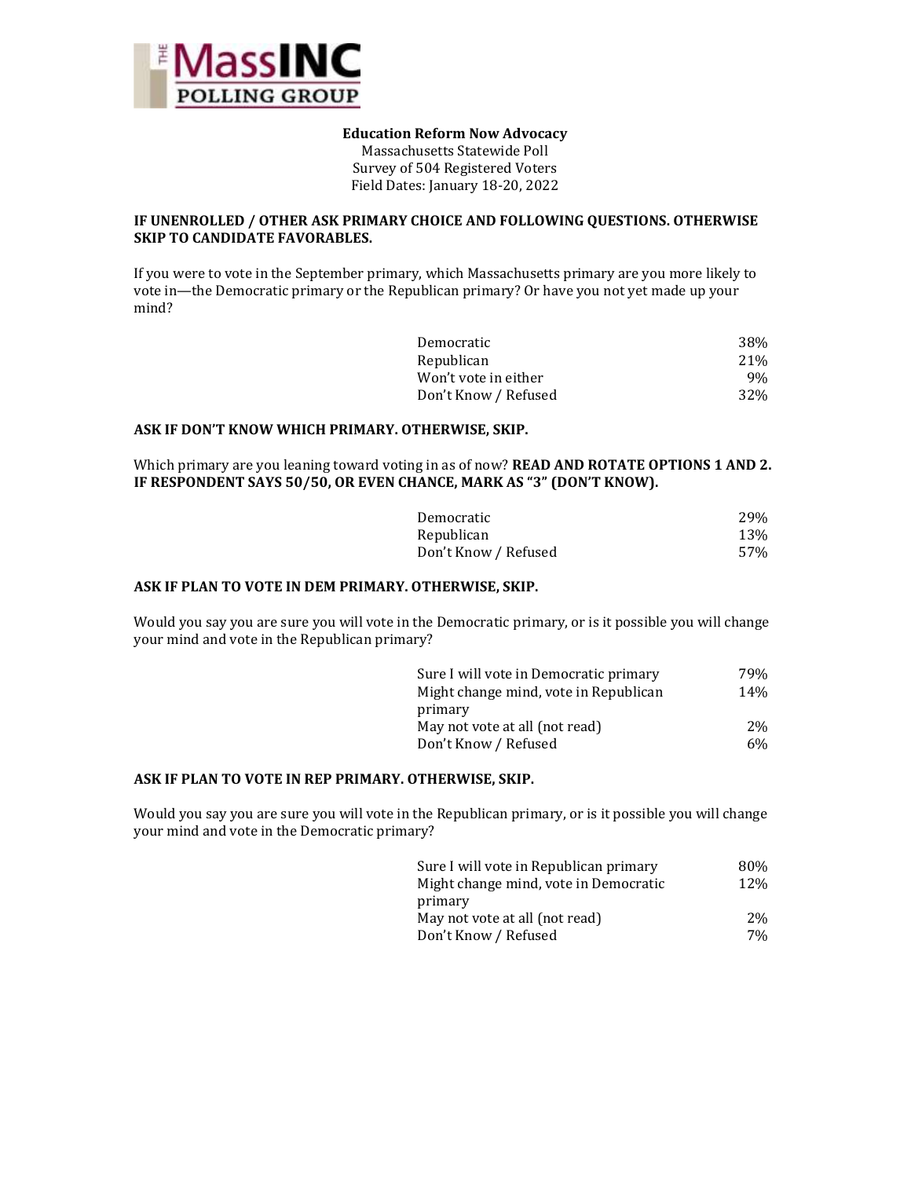**The MassINC Polling Group**

**Education Reform Now Advocacy**
Massachusetts Statewide Poll
Survey of 504 Registered Voters
Field Dates: January 18-20, 2022

**IF UNENROLLED / OTHER ASK PRIMARY CHOICE AND FOLLOWING QUESTIONS. OTHERWISE SKIP TO CANDIDATE FAVORABLES.**

If you were to vote in the September primary, which Massachusetts primary are you more likely to vote in—the Democratic primary or the Republican primary? Or have you not yet made up your mind?

| | |
|---|---|
| Democratic | 38% |
| Republican | 21% |
| Won't vote in either | 9% |
| Don't Know / Refused | 32% |

**ASK IF DON'T KNOW WHICH PRIMARY. OTHERWISE, SKIP.**

Which primary are you leaning toward voting in as of now? **READ AND ROTATE OPTIONS 1 AND 2. IF RESPONDENT SAYS 50/50, OR EVEN CHANCE, MARK AS "3" (DON'T KNOW).**

| | |
|---|---|
| Democratic | 29% |
| Republican | 13% |
| Don't Know / Refused | 57% |

**ASK IF PLAN TO VOTE IN DEM PRIMARY. OTHERWISE, SKIP.**

Would you say you are sure you will vote in the Democratic primary, or is it possible you will change your mind and vote in the Republican primary?

| | |
|---|---|
| Sure I will vote in Democratic primary | 79% |
| Might change mind, vote in Republican primary | 14% |
| May not vote at all (not read) | 2% |
| Don't Know / Refused | 6% |

**ASK IF PLAN TO VOTE IN REP PRIMARY. OTHERWISE, SKIP.**

Would you say you are sure you will vote in the Republican primary, or is it possible you will change your mind and vote in the Democratic primary?

| | |
|---|---|
| Sure I will vote in Republican primary | 80% |
| Might change mind, vote in Democratic primary | 12% |
| May not vote at all (not read) | 2% |
| Don't Know / Refused | 7% |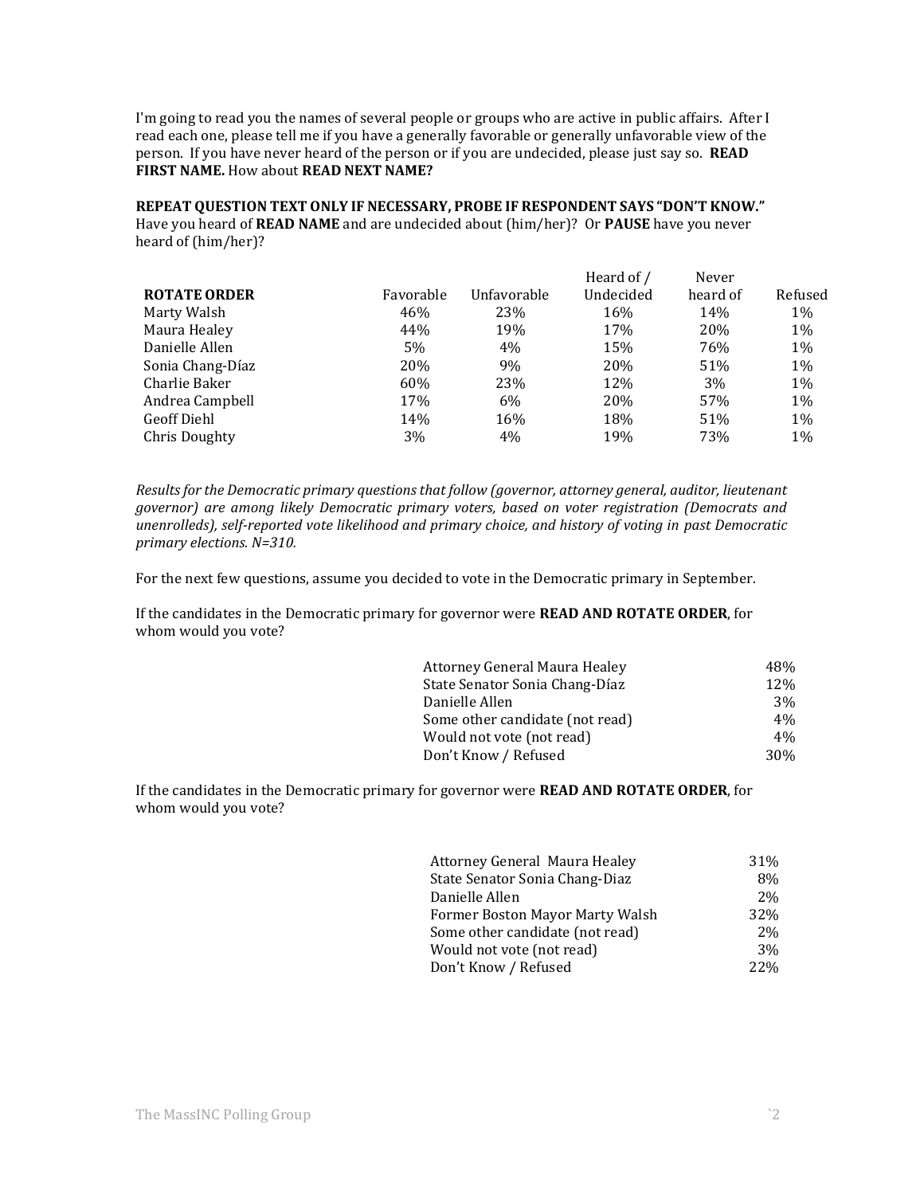I'm going to read you the names of several people or groups who are active in public affairs. After I read each one, please tell me if you have a generally favorable or generally unfavorable view of the person. If you have never heard of the person or if you are undecided, please just say so. **READ FIRST NAME.** How about **READ NEXT NAME?**

**REPEAT QUESTION TEXT ONLY IF NECESSARY, PROBE IF RESPONDENT SAYS "DON'T KNOW."** Have you heard of **READ NAME** and are undecided about (him/her)? Or **PAUSE** have you never heard of (him/her)?

| **ROTATE ORDER** | Favorable | Unfavorable | Heard of / Undecided | Never heard of | Refused |
|---|---|---|---|---|---|
| Marty Walsh | 46% | 23% | 16% | 14% | 1% |
| Maura Healey | 44% | 19% | 17% | 20% | 1% |
| Danielle Allen | 5% | 4% | 15% | 76% | 1% |
| Sonia Chang-Díaz | 20% | 9% | 20% | 51% | 1% |
| Charlie Baker | 60% | 23% | 12% | 3% | 1% |
| Andrea Campbell | 17% | 6% | 20% | 57% | 1% |
| Geoff Diehl | 14% | 16% | 18% | 51% | 1% |
| Chris Doughty | 3% | 4% | 19% | 73% | 1% |

*Results for the Democratic primary questions that follow (governor, attorney general, auditor, lieutenant governor) are among likely Democratic primary voters, based on voter registration (Democrats and unenrolleds), self-reported vote likelihood and primary choice, and history of voting in past Democratic primary elections. N=310.*

For the next few questions, assume you decided to vote in the Democratic primary in September.

If the candidates in the Democratic primary for governor were **READ AND ROTATE ORDER**, for whom would you vote?

| | |
|---|---|
| Attorney General Maura Healey | 48% |
| State Senator Sonia Chang-Díaz | 12% |
| Danielle Allen | 3% |
| Some other candidate (not read) | 4% |
| Would not vote (not read) | 4% |
| Don't Know / Refused | 30% |

If the candidates in the Democratic primary for governor were **READ AND ROTATE ORDER**, for whom would you vote?

| | |
|---|---|
| Attorney General Maura Healey | 31% |
| State Senator Sonia Chang-Diaz | 8% |
| Danielle Allen | 2% |
| Former Boston Mayor Marty Walsh | 32% |
| Some other candidate (not read) | 2% |
| Would not vote (not read) | 3% |
| Don't Know / Refused | 22% |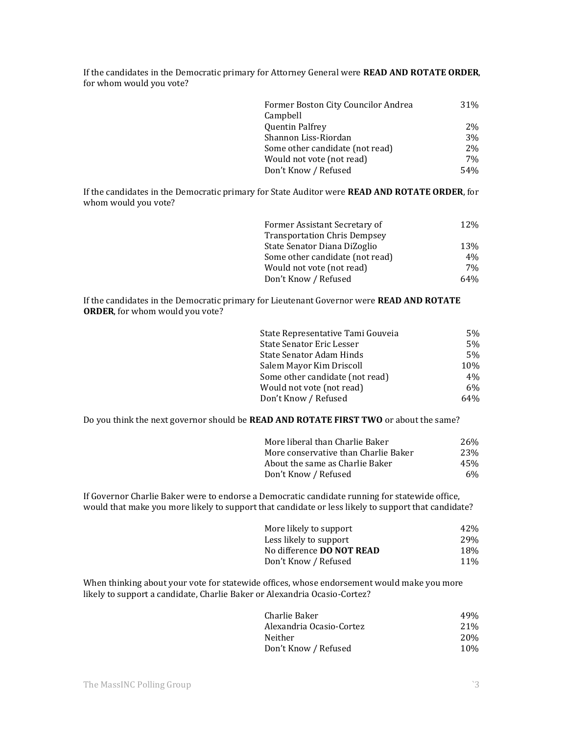If the candidates in the Democratic primary for Attorney General were **READ AND ROTATE ORDER**, for whom would you vote?

| | |
|---|---|
| Former Boston City Councilor Andrea Campbell | 31% |
| Quentin Palfrey | 2% |
| Shannon Liss-Riordan | 3% |
| Some other candidate (not read) | 2% |
| Would not vote (not read) | 7% |
| Don't Know / Refused | 54% |

If the candidates in the Democratic primary for State Auditor were **READ AND ROTATE ORDER**, for whom would you vote?

| | |
|---|---|
| Former Assistant Secretary of Transportation Chris Dempsey | 12% |
| State Senator Diana DiZoglio | 13% |
| Some other candidate (not read) | 4% |
| Would not vote (not read) | 7% |
| Don't Know / Refused | 64% |

If the candidates in the Democratic primary for Lieutenant Governor were **READ AND ROTATE ORDER**, for whom would you vote?

| | |
|---|---|
| State Representative Tami Gouveia | 5% |
| State Senator Eric Lesser | 5% |
| State Senator Adam Hinds | 5% |
| Salem Mayor Kim Driscoll | 10% |
| Some other candidate (not read) | 4% |
| Would not vote (not read) | 6% |
| Don't Know / Refused | 64% |

Do you think the next governor should be **READ AND ROTATE FIRST TWO** or about the same?

| | |
|---|---|
| More liberal than Charlie Baker | 26% |
| More conservative than Charlie Baker | 23% |
| About the same as Charlie Baker | 45% |
| Don't Know / Refused | 6% |

If Governor Charlie Baker were to endorse a Democratic candidate running for statewide office, would that make you more likely to support that candidate or less likely to support that candidate?

| | |
|---|---|
| More likely to support | 42% |
| Less likely to support | 29% |
| No difference **DO NOT READ** | 18% |
| Don't Know / Refused | 11% |

When thinking about your vote for statewide offices, whose endorsement would make you more likely to support a candidate, Charlie Baker or Alexandria Ocasio-Cortez?

| | |
|---|---|
| Charlie Baker | 49% |
| Alexandria Ocasio-Cortez | 21% |
| Neither | 20% |
| Don't Know / Refused | 10% |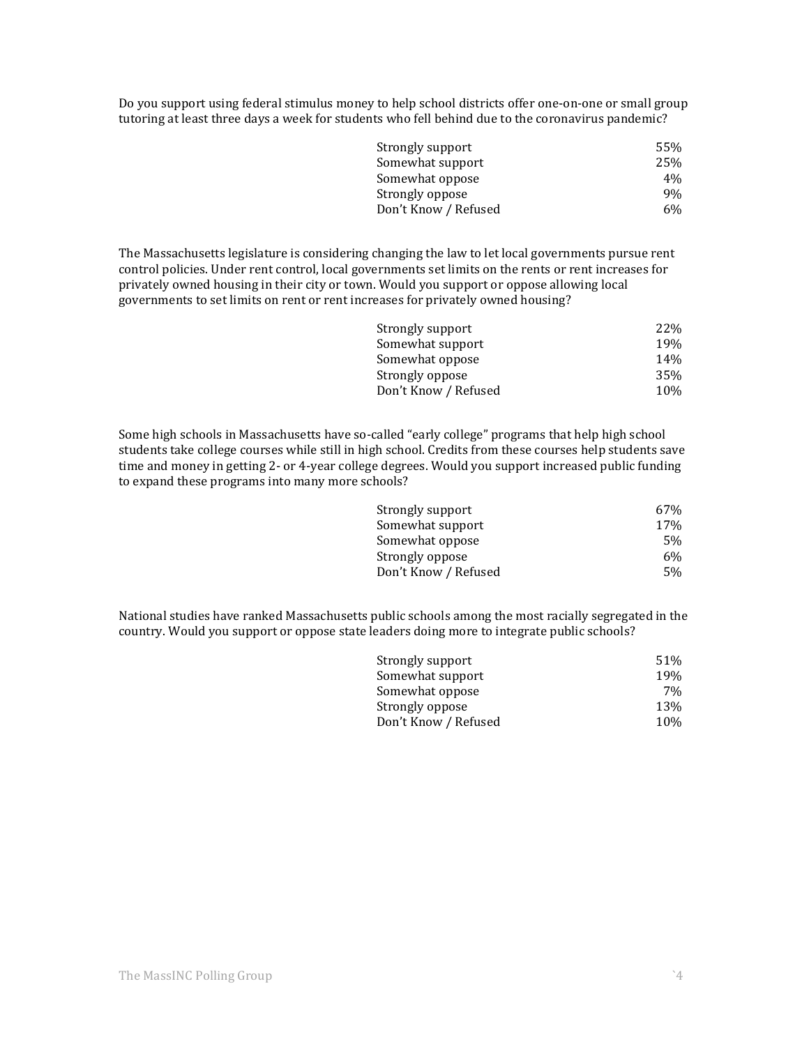Do you support using federal stimulus money to help school districts offer one-on-one or small group tutoring at least three days a week for students who fell behind due to the coronavirus pandemic?

| | |
|---|---|
| Strongly support | 55% |
| Somewhat support | 25% |
| Somewhat oppose | 4% |
| Strongly oppose | 9% |
| Don't Know / Refused | 6% |

The Massachusetts legislature is considering changing the law to let local governments pursue rent control policies. Under rent control, local governments set limits on the rents or rent increases for privately owned housing in their city or town. Would you support or oppose allowing local governments to set limits on rent or rent increases for privately owned housing?

| | |
|---|---|
| Strongly support | 22% |
| Somewhat support | 19% |
| Somewhat oppose | 14% |
| Strongly oppose | 35% |
| Don't Know / Refused | 10% |

Some high schools in Massachusetts have so-called "early college" programs that help high school students take college courses while still in high school. Credits from these courses help students save time and money in getting 2- or 4-year college degrees. Would you support increased public funding to expand these programs into many more schools?

| | |
|---|---|
| Strongly support | 67% |
| Somewhat support | 17% |
| Somewhat oppose | 5% |
| Strongly oppose | 6% |
| Don't Know / Refused | 5% |

National studies have ranked Massachusetts public schools among the most racially segregated in the country. Would you support or oppose state leaders doing more to integrate public schools?

| | |
|---|---|
| Strongly support | 51% |
| Somewhat support | 19% |
| Somewhat oppose | 7% |
| Strongly oppose | 13% |
| Don't Know / Refused | 10% |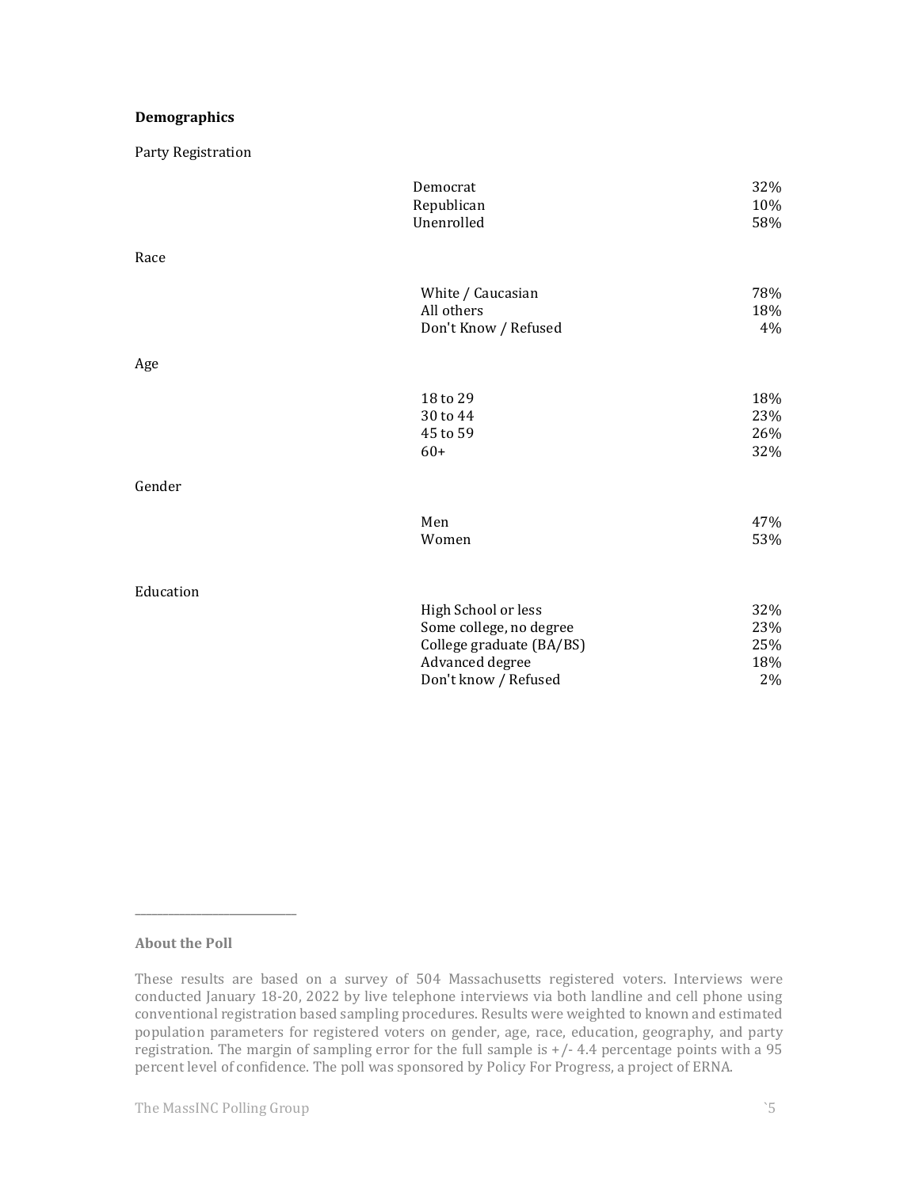**Demographics**

Party Registration

| | | |
|---|---|---|
| | Democrat | 32% |
| | Republican | 10% |
| | Unenrolled | 58% |

Race

| | | |
|---|---|---|
| | White / Caucasian | 78% |
| | All others | 18% |
| | Don't Know / Refused | 4% |

Age

| | | |
|---|---|---|
| | 18 to 29 | 18% |
| | 30 to 44 | 23% |
| | 45 to 59 | 26% |
| | 60+ | 32% |

Gender

| | | |
|---|---|---|
| | Men | 47% |
| | Women | 53% |

Education

| | | |
|---|---|---|
| | High School or less | 32% |
| | Some college, no degree | 23% |
| | College graduate (BA/BS) | 25% |
| | Advanced degree | 18% |
| | Don't know / Refused | 2% |

---

**About the Poll**

These results are based on a survey of 504 Massachusetts registered voters. Interviews were conducted January 18-20, 2022 by live telephone interviews via both landline and cell phone using conventional registration based sampling procedures. Results were weighted to known and estimated population parameters for registered voters on gender, age, race, education, geography, and party registration. The margin of sampling error for the full sample is +/- 4.4 percentage points with a 95 percent level of confidence. The poll was sponsored by Policy For Progress, a project of ERNA.